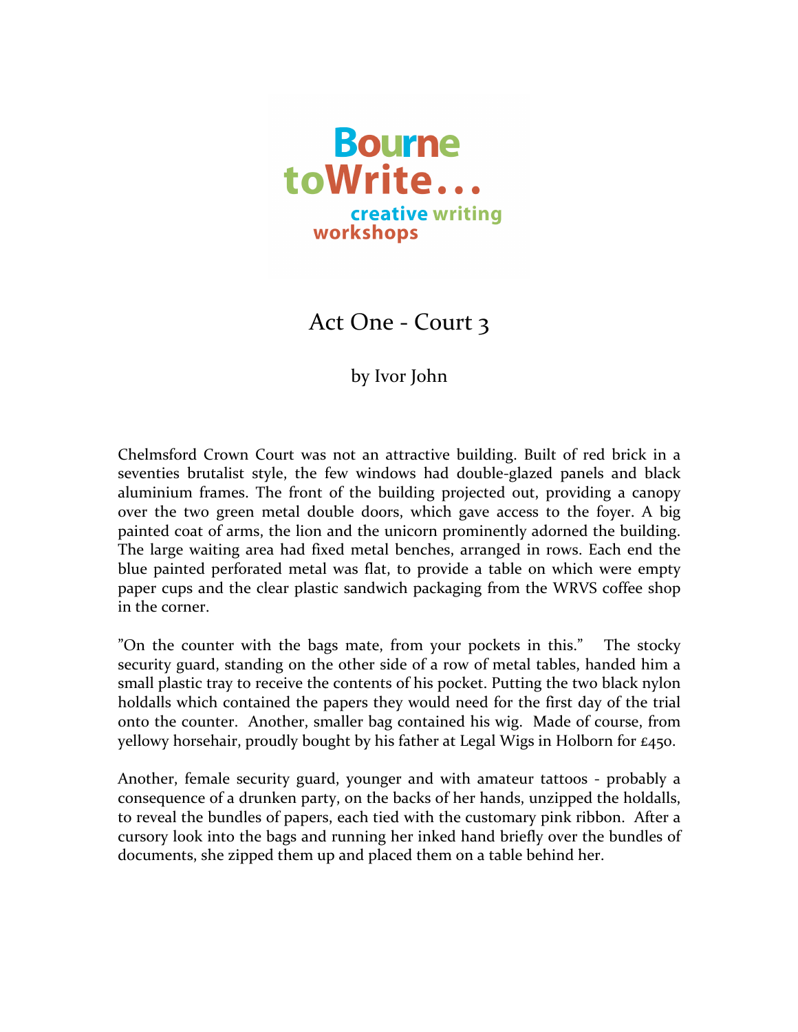Bourne toWrite... creative writing workshops

# Act One - Court 3

by Ivor John

Chelmsford Crown Court was not an attractive building. Built of red brick in a seventies brutalist style, the few windows had double-glazed panels and black aluminium frames. The front of the building projected out, providing a canopy over the two green metal double doors, which gave access to the foyer. A big painted coat of arms, the lion and the unicorn prominently adorned the building. The large waiting area had fixed metal benches, arranged in rows. Each end the blue painted perforated metal was flat, to provide a table on which were empty paper cups and the clear plastic sandwich packaging from the WRVS coffee shop in the corner.

"On the counter with the bags mate, from your pockets in this." The stocky security guard, standing on the other side of a row of metal tables, handed him a small plastic tray to receive the contents of his pocket. Putting the two black nylon holdalls which contained the papers they would need for the first day of the trial onto the counter. Another, smaller bag contained his wig. Made of course, from yellowy horsehair, proudly bought by his father at Legal Wigs in Holborn for £450.

Another, female security guard, younger and with amateur tattoos - probably a consequence of a drunken party, on the backs of her hands, unzipped the holdalls, to reveal the bundles of papers, each tied with the customary pink ribbon. After a cursory look into the bags and running her inked hand briefly over the bundles of documents, she zipped them up and placed them on a table behind her.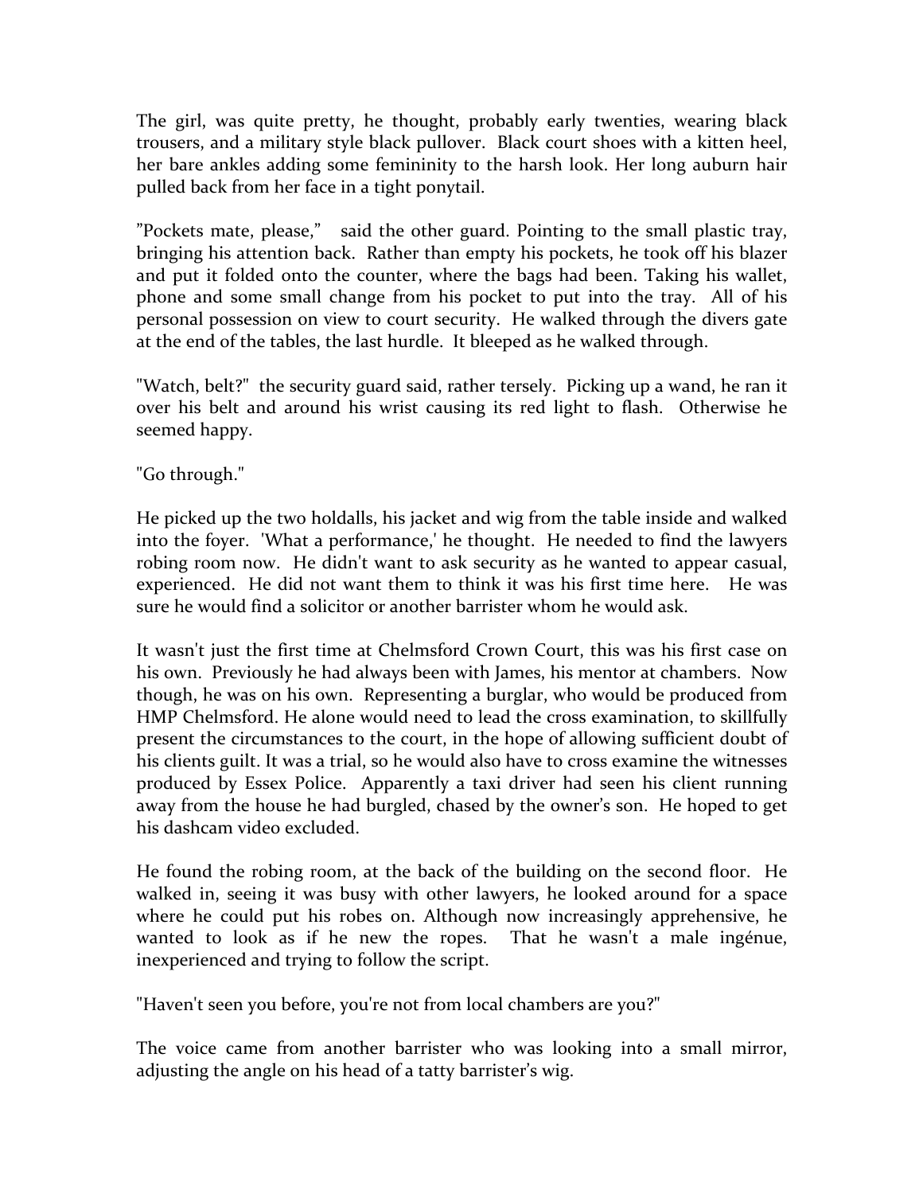The girl, was quite pretty, he thought, probably early twenties, wearing black trousers, and a military style black pullover. Black court shoes with a kitten heel, her bare ankles adding some femininity to the harsh look. Her long auburn hair pulled back from her face in a tight ponytail.

"Pockets mate, please," said the other guard. Pointing to the small plastic tray, bringing his attention back. Rather than empty his pockets, he took off his blazer and put it folded onto the counter, where the bags had been. Taking his wallet, phone and some small change from his pocket to put into the tray. All of his personal possession on view to court security. He walked through the divers gate at the end of the tables, the last hurdle. It bleeped as he walked through.

"Watch, belt?" the security guard said, rather tersely. Picking up a wand, he ran it over his belt and around his wrist causing its red light to flash. Otherwise he seemed happy.

"Go through."

He picked up the two holdalls, his jacket and wig from the table inside and walked into the foyer. 'What a performance,' he thought. He needed to find the lawyers robing room now. He didn't want to ask security as he wanted to appear casual, experienced. He did not want them to think it was his first time here. He was sure he would find a solicitor or another barrister whom he would ask.

It wasn't just the first time at Chelmsford Crown Court, this was his first case on his own. Previously he had always been with James, his mentor at chambers. Now though, he was on his own. Representing a burglar, who would be produced from HMP Chelmsford. He alone would need to lead the cross examination, to skillfully present the circumstances to the court, in the hope of allowing sufficient doubt of his clients guilt. It was a trial, so he would also have to cross examine the witnesses produced by Essex Police. Apparently a taxi driver had seen his client running away from the house he had burgled, chased by the owner's son. He hoped to get his dashcam video excluded.

He found the robing room, at the back of the building on the second floor. He walked in, seeing it was busy with other lawyers, he looked around for a space where he could put his robes on. Although now increasingly apprehensive, he wanted to look as if he new the ropes. That he wasn't a male ingénue, inexperienced and trying to follow the script.

"Haven't seen you before, you're not from local chambers are you?"

The voice came from another barrister who was looking into a small mirror, adjusting the angle on his head of a tatty barrister's wig.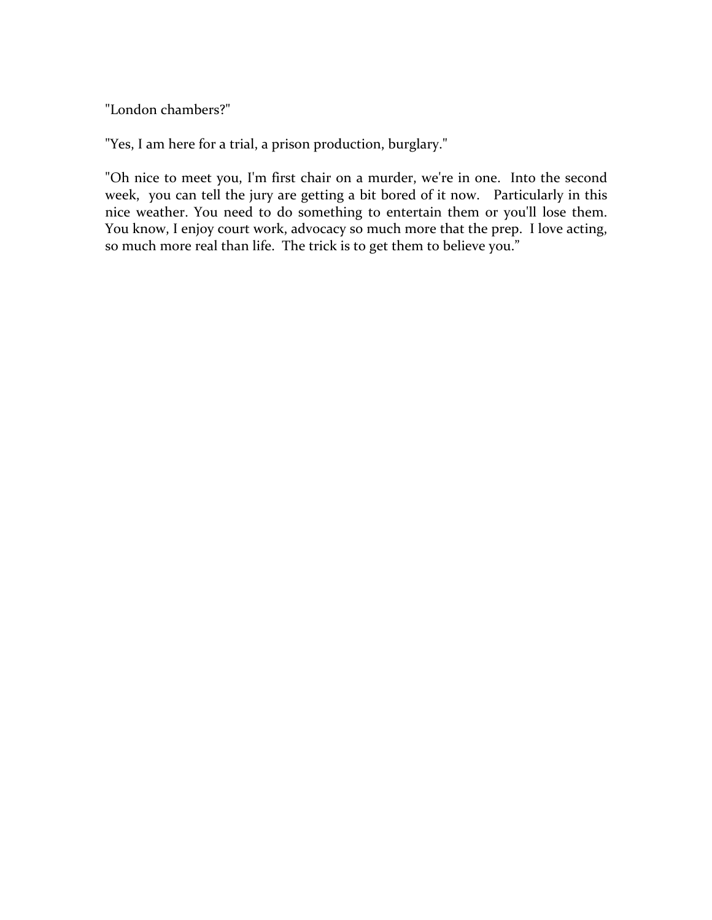"London chambers?"

"Yes, I am here for a trial, a prison production, burglary."

"Oh nice to meet you, I'm first chair on a murder, we're in one. Into the second week, you can tell the jury are getting a bit bored of it now. Particularly in this nice weather. You need to do something to entertain them or you'll lose them. You know, I enjoy court work, advocacy so much more that the prep. I love acting, so much more real than life. The trick is to get them to believe you."